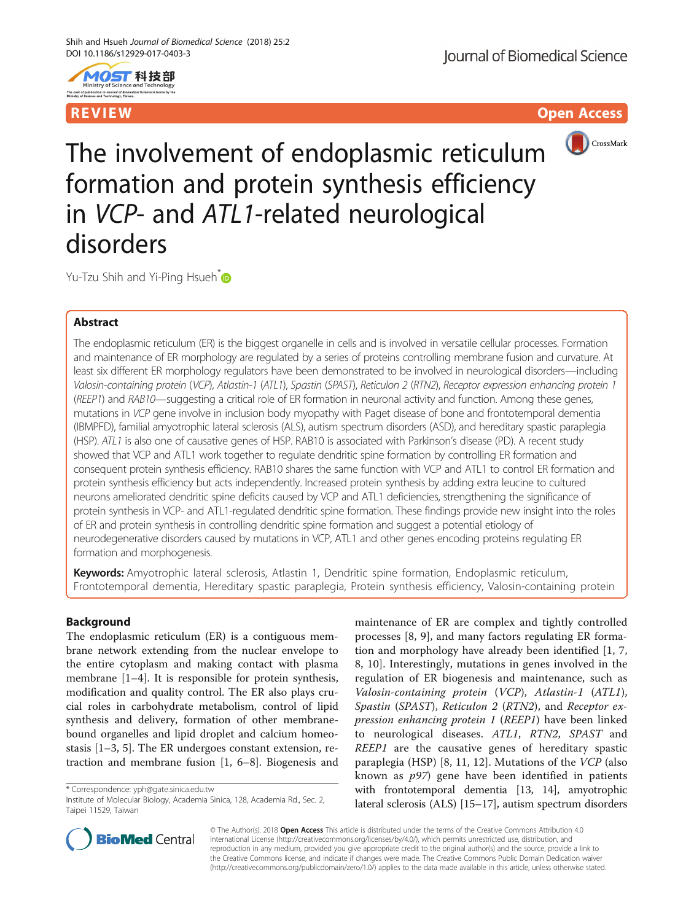REVIEW

Open Access

# The involvement of endoplasmic reticulum formation and protein synthesis efficiency in *VCP*- and *ATL1*-related neurological disorders

Yu-Tzu Shih and Yi-Ping Hsueh*

## Abstract

The endoplasmic reticulum (ER) is the biggest organelle in cells and is involved in versatile cellular processes. Formation and maintenance of ER morphology are regulated by a series of proteins controlling membrane fusion and curvature. At least six different ER morphology regulators have been demonstrated to be involved in neurological disorders—including *Valosin-containing protein* (*VCP*), *Atlastin-1* (*ATL1*), *Spastin* (*SPAST*), *Reticulon 2* (*RTN2*), *Receptor expression enhancing protein 1* (*REEP1*) and *RAB10*—suggesting a critical role of ER formation in neuronal activity and function. Among these genes, mutations in *VCP* gene involve in inclusion body myopathy with Paget disease of bone and frontotemporal dementia (IBMPFD), familial amyotrophic lateral sclerosis (ALS), autism spectrum disorders (ASD), and hereditary spastic paraplegia (HSP). *ATL1* is also one of causative genes of HSP. RAB10 is associated with Parkinson's disease (PD). A recent study showed that VCP and ATL1 work together to regulate dendritic spine formation by controlling ER formation and consequent protein synthesis efficiency. RAB10 shares the same function with VCP and ATL1 to control ER formation and protein synthesis efficiency but acts independently. Increased protein synthesis by adding extra leucine to cultured neurons ameliorated dendritic spine deficits caused by VCP and ATL1 deficiencies, strengthening the significance of protein synthesis in VCP- and ATL1-regulated dendritic spine formation. These findings provide new insight into the roles of ER and protein synthesis in controlling dendritic spine formation and suggest a potential etiology of neurodegenerative disorders caused by mutations in VCP, ATL1 and other genes encoding proteins regulating ER formation and morphogenesis.

**Keywords:** Amyotrophic lateral sclerosis, Atlastin 1, Dendritic spine formation, Endoplasmic reticulum, Frontotemporal dementia, Hereditary spastic paraplegia, Protein synthesis efficiency, Valosin-containing protein

## Background

The endoplasmic reticulum (ER) is a contiguous membrane network extending from the nuclear envelope to the entire cytoplasm and making contact with plasma membrane [1–4]. It is responsible for protein synthesis, modification and quality control. The ER also plays crucial roles in carbohydrate metabolism, control of lipid synthesis and delivery, formation of other membrane-bound organelles and lipid droplet and calcium homeostasis [1–3, 5]. The ER undergoes constant extension, retraction and membrane fusion [1, 6–8]. Biogenesis and maintenance of ER are complex and tightly controlled processes [8, 9], and many factors regulating ER formation and morphology have already been identified [1, 7, 8, 10]. Interestingly, mutations in genes involved in the regulation of ER biogenesis and maintenance, such as *Valosin-containing protein* (*VCP*), *Atlastin-1* (*ATL1*), *Spastin* (*SPAST*), *Reticulon 2* (*RTN2*), and *Receptor expression enhancing protein 1* (*REEP1*) have been linked to neurological diseases. *ATL1*, *RTN2*, *SPAST* and *REEP1* are the causative genes of hereditary spastic paraplegia (HSP) [8, 11, 12]. Mutations of the *VCP* (also known as *p97*) gene have been identified in patients with frontotemporal dementia [13, 14], amyotrophic lateral sclerosis (ALS) [15–17], autism spectrum disorders

* Correspondence: yph@gate.sinica.edu.tw
Institute of Molecular Biology, Academia Sinica, 128, Academia Rd., Sec. 2, Taipei 11529, Taiwan

© The Author(s). 2018 **Open Access** This article is distributed under the terms of the Creative Commons Attribution 4.0 International License (http://creativecommons.org/licenses/by/4.0/), which permits unrestricted use, distribution, and reproduction in any medium, provided you give appropriate credit to the original author(s) and the source, provide a link to the Creative Commons license, and indicate if changes were made. The Creative Commons Public Domain Dedication waiver (http://creativecommons.org/publicdomain/zero/1.0/) applies to the data made available in this article, unless otherwise stated.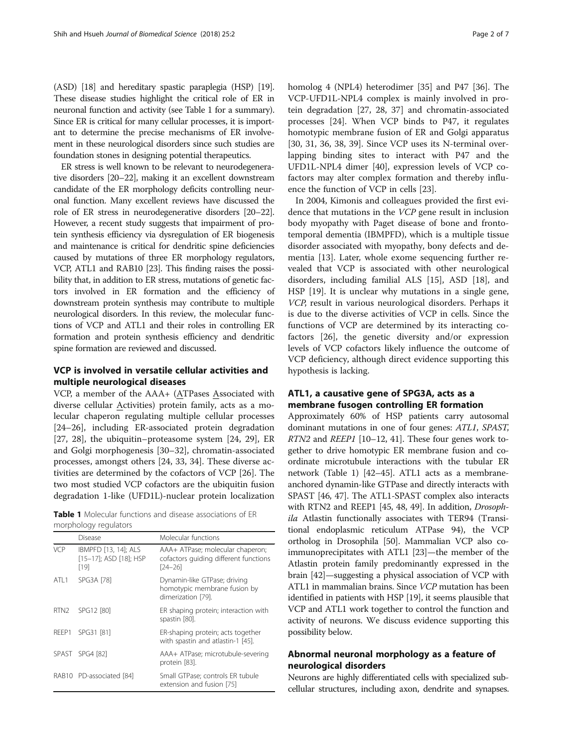(ASD) [18] and hereditary spastic paraplegia (HSP) [19]. These disease studies highlight the critical role of ER in neuronal function and activity (see Table 1 for a summary). Since ER is critical for many cellular processes, it is important to determine the precise mechanisms of ER involvement in these neurological disorders since such studies are foundation stones in designing potential therapeutics.

ER stress is well known to be relevant to neurodegenerative disorders [20–22], making it an excellent downstream candidate of the ER morphology deficits controlling neuronal function. Many excellent reviews have discussed the role of ER stress in neurodegenerative disorders [20–22]. However, a recent study suggests that impairment of protein synthesis efficiency via dysregulation of ER biogenesis and maintenance is critical for dendritic spine deficiencies caused by mutations of three ER morphology regulators, VCP, ATL1 and RAB10 [23]. This finding raises the possibility that, in addition to ER stress, mutations of genetic factors involved in ER formation and the efficiency of downstream protein synthesis may contribute to multiple neurological disorders. In this review, the molecular functions of VCP and ATL1 and their roles in controlling ER formation and protein synthesis efficiency and dendritic spine formation are reviewed and discussed.

## VCP is involved in versatile cellular activities and multiple neurological diseases

VCP, a member of the AAA+ (ATPases Associated with diverse cellular Activities) protein family, acts as a molecular chaperon regulating multiple cellular processes [24–26], including ER-associated protein degradation [27, 28], the ubiquitin–proteasome system [24, 29], ER and Golgi morphogenesis [30–32], chromatin-associated processes, amongst others [24, 33, 34]. These diverse activities are determined by the cofactors of VCP [26]. The two most studied VCP cofactors are the ubiquitin fusion degradation 1-like (UFD1L)-nuclear protein localization homolog 4 (NPL4) heterodimer [35] and P47 [36]. The VCP-UFD1L-NPL4 complex is mainly involved in protein degradation [27, 28, 37] and chromatin-associated processes [24]. When VCP binds to P47, it regulates homotypic membrane fusion of ER and Golgi apparatus [30, 31, 36, 38, 39]. Since VCP uses its N-terminal overlapping binding sites to interact with P47 and the UFD1L-NPL4 dimer [40], expression levels of VCP cofactors may alter complex formation and thereby influence the function of VCP in cells [23].

**Table 1** Molecular functions and disease associations of ER morphology regulators

| | Disease | Molecular functions |
|---|---|---|
| VCP | IBMPFD [13, 14]; ALS [15–17]; ASD [18]; HSP [19] | AAA+ ATPase; molecular chaperon; cofactors guiding different functions [24–26] |
| ATL1 | SPG3A [78] | Dynamin-like GTPase; driving homotypic membrane fusion by dimerization [79]. |
| RTN2 | SPG12 [80] | ER shaping protein; interaction with spastin [80]. |
| REEP1 | SPG31 [81] | ER-shaping protein; acts together with spastin and atlastin-1 [45]. |
| SPAST | SPG4 [82] | AAA+ ATPase; microtubule-severing protein [83]. |
| RAB10 | PD-associated [84] | Small GTPase; controls ER tubule extension and fusion [75] |

In 2004, Kimonis and colleagues provided the first evidence that mutations in the *VCP* gene result in inclusion body myopathy with Paget disease of bone and frontotemporal dementia (IBMPFD), which is a multiple tissue disorder associated with myopathy, bony defects and dementia [13]. Later, whole exome sequencing further revealed that VCP is associated with other neurological disorders, including familial ALS [15], ASD [18], and HSP [19]. It is unclear why mutations in a single gene, *VCP*, result in various neurological disorders. Perhaps it is due to the diverse activities of VCP in cells. Since the functions of VCP are determined by its interacting cofactors [26], the genetic diversity and/or expression levels of VCP cofactors likely influence the outcome of VCP deficiency, although direct evidence supporting this hypothesis is lacking.

## ATL1, a causative gene of SPG3A, acts as a membrane fusogen controlling ER formation

Approximately 60% of HSP patients carry autosomal dominant mutations in one of four genes: *ATL1*, *SPAST*, *RTN2* and *REEP1* [10–12, 41]. These four genes work together to drive homotypic ER membrane fusion and coordinate microtubule interactions with the tubular ER network (Table 1) [42–45]. ATL1 acts as a membrane-anchored dynamin-like GTPase and directly interacts with SPAST [46, 47]. The ATL1-SPAST complex also interacts with RTN2 and REEP1 [45, 48, 49]. In addition, *Drosophila* Atlastin functionally associates with TER94 (Transitional endoplasmic reticulum ATPase 94), the VCP ortholog in Drosophila [50]. Mammalian VCP also co-immunoprecipitates with ATL1 [23]—the member of the Atlastin protein family predominantly expressed in the brain [42]—suggesting a physical association of VCP with ATL1 in mammalian brains. Since *VCP* mutation has been identified in patients with HSP [19], it seems plausible that VCP and ATL1 work together to control the function and activity of neurons. We discuss evidence supporting this possibility below.

## Abnormal neuronal morphology as a feature of neurological disorders

Neurons are highly differentiated cells with specialized subcellular structures, including axon, dendrite and synapses.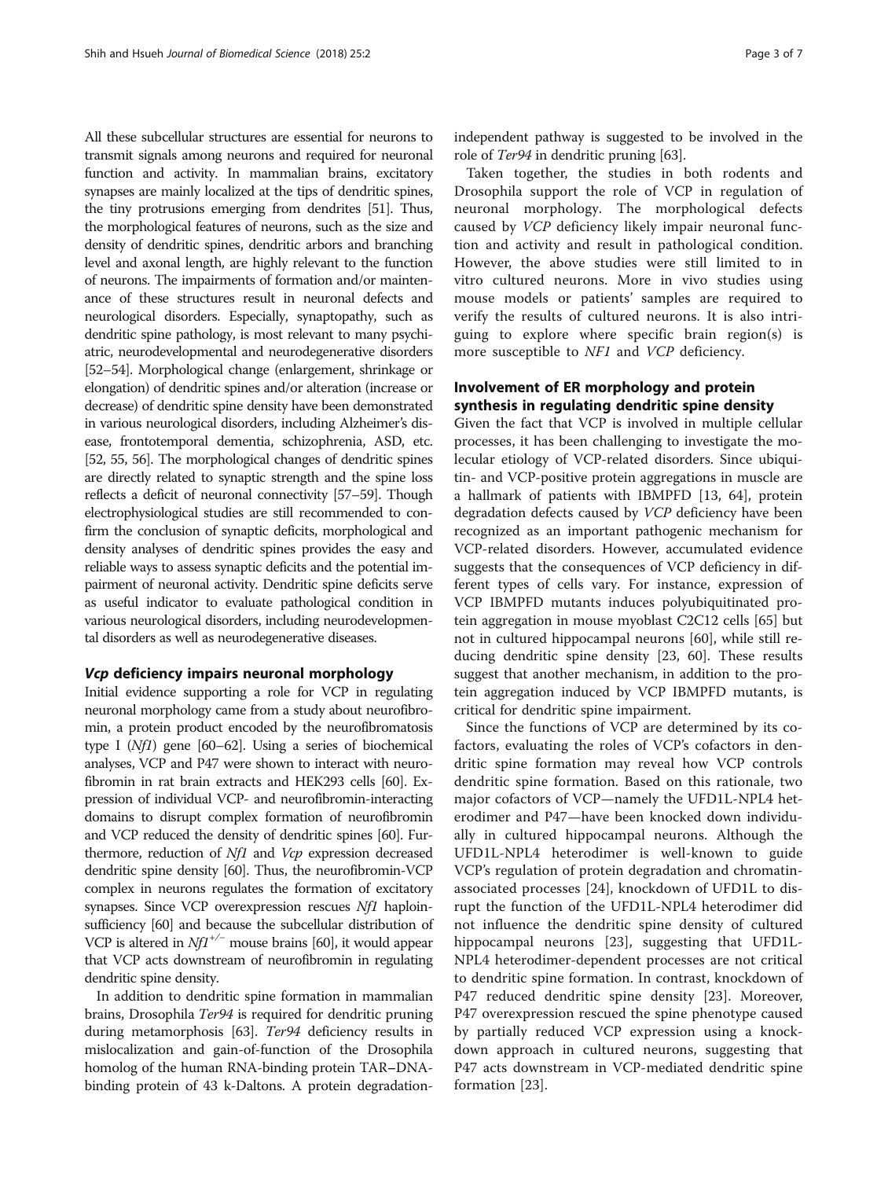All these subcellular structures are essential for neurons to transmit signals among neurons and required for neuronal function and activity. In mammalian brains, excitatory synapses are mainly localized at the tips of dendritic spines, the tiny protrusions emerging from dendrites [51]. Thus, the morphological features of neurons, such as the size and density of dendritic spines, dendritic arbors and branching level and axonal length, are highly relevant to the function of neurons. The impairments of formation and/or maintenance of these structures result in neuronal defects and neurological disorders. Especially, synaptopathy, such as dendritic spine pathology, is most relevant to many psychiatric, neurodevelopmental and neurodegenerative disorders [52–54]. Morphological change (enlargement, shrinkage or elongation) of dendritic spines and/or alteration (increase or decrease) of dendritic spine density have been demonstrated in various neurological disorders, including Alzheimer's disease, frontotemporal dementia, schizophrenia, ASD, etc. [52, 55, 56]. The morphological changes of dendritic spines are directly related to synaptic strength and the spine loss reflects a deficit of neuronal connectivity [57–59]. Though electrophysiological studies are still recommended to confirm the conclusion of synaptic deficits, morphological and density analyses of dendritic spines provides the easy and reliable ways to assess synaptic deficits and the potential impairment of neuronal activity. Dendritic spine deficits serve as useful indicator to evaluate pathological condition in various neurological disorders, including neurodevelopmental disorders as well as neurodegenerative diseases.

## *Vcp* deficiency impairs neuronal morphology

Initial evidence supporting a role for VCP in regulating neuronal morphology came from a study about neurofibromin, a protein product encoded by the neurofibromatosis type I (*Nf1*) gene [60–62]. Using a series of biochemical analyses, VCP and P47 were shown to interact with neurofibromin in rat brain extracts and HEK293 cells [60]. Expression of individual VCP- and neurofibromin-interacting domains to disrupt complex formation of neurofibromin and VCP reduced the density of dendritic spines [60]. Furthermore, reduction of *Nf1* and *Vcp* expression decreased dendritic spine density [60]. Thus, the neurofibromin-VCP complex in neurons regulates the formation of excitatory synapses. Since VCP overexpression rescues *Nf1* haploinsufficiency [60] and because the subcellular distribution of VCP is altered in $Nf1^{+/-}$ mouse brains [60], it would appear that VCP acts downstream of neurofibromin in regulating dendritic spine density.

In addition to dendritic spine formation in mammalian brains, Drosophila *Ter94* is required for dendritic pruning during metamorphosis [63]. *Ter94* deficiency results in mislocalization and gain-of-function of the Drosophila homolog of the human RNA-binding protein TAR–DNA-binding protein of 43 k-Daltons. A protein degradation-independent pathway is suggested to be involved in the role of *Ter94* in dendritic pruning [63].

Taken together, the studies in both rodents and Drosophila support the role of VCP in regulation of neuronal morphology. The morphological defects caused by *VCP* deficiency likely impair neuronal function and activity and result in pathological condition. However, the above studies were still limited to in vitro cultured neurons. More in vivo studies using mouse models or patients' samples are required to verify the results of cultured neurons. It is also intriguing to explore where specific brain region(s) is more susceptible to *NF1* and *VCP* deficiency.

## Involvement of ER morphology and protein synthesis in regulating dendritic spine density

Given the fact that VCP is involved in multiple cellular processes, it has been challenging to investigate the molecular etiology of VCP-related disorders. Since ubiquitin- and VCP-positive protein aggregations in muscle are a hallmark of patients with IBMPFD [13, 64], protein degradation defects caused by *VCP* deficiency have been recognized as an important pathogenic mechanism for VCP-related disorders. However, accumulated evidence suggests that the consequences of VCP deficiency in different types of cells vary. For instance, expression of VCP IBMPFD mutants induces polyubiquitinated protein aggregation in mouse myoblast C2C12 cells [65] but not in cultured hippocampal neurons [60], while still reducing dendritic spine density [23, 60]. These results suggest that another mechanism, in addition to the protein aggregation induced by VCP IBMPFD mutants, is critical for dendritic spine impairment.

Since the functions of VCP are determined by its cofactors, evaluating the roles of VCP's cofactors in dendritic spine formation may reveal how VCP controls dendritic spine formation. Based on this rationale, two major cofactors of VCP—namely the UFD1L-NPL4 heterodimer and P47—have been knocked down individually in cultured hippocampal neurons. Although the UFD1L-NPL4 heterodimer is well-known to guide VCP's regulation of protein degradation and chromatin-associated processes [24], knockdown of UFD1L to disrupt the function of the UFD1L-NPL4 heterodimer did not influence the dendritic spine density of cultured hippocampal neurons [23], suggesting that UFD1L-NPL4 heterodimer-dependent processes are not critical to dendritic spine formation. In contrast, knockdown of P47 reduced dendritic spine density [23]. Moreover, P47 overexpression rescued the spine phenotype caused by partially reduced VCP expression using a knockdown approach in cultured neurons, suggesting that P47 acts downstream in VCP-mediated dendritic spine formation [23].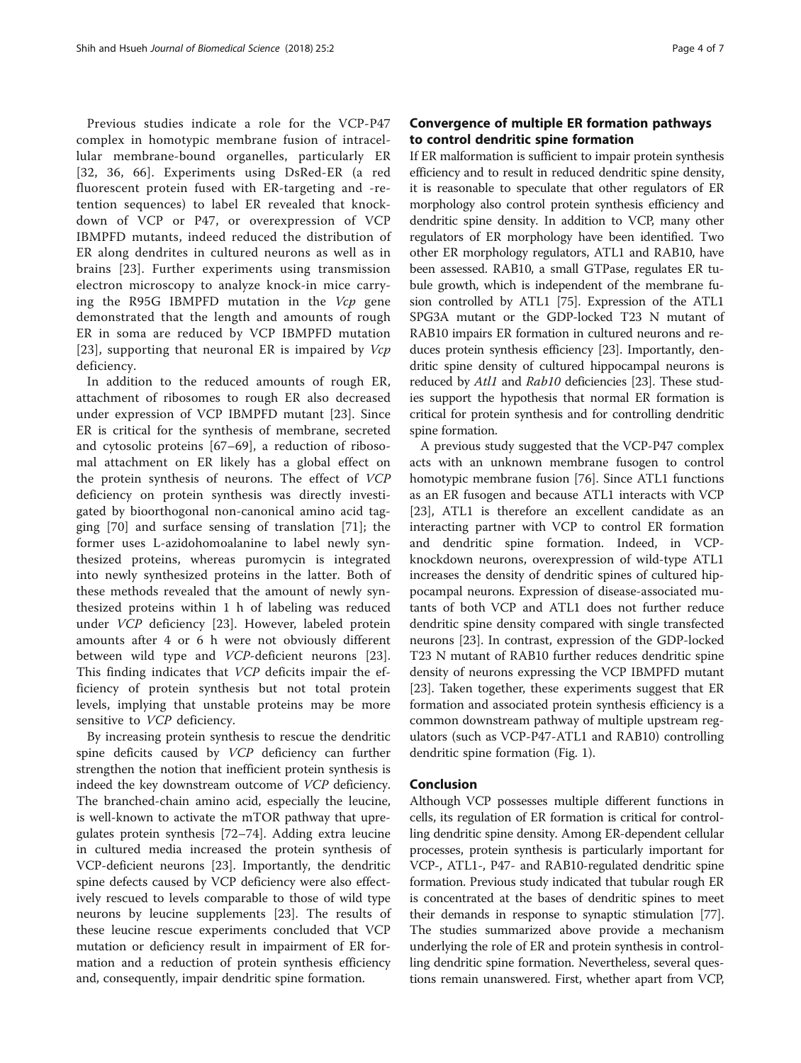Previous studies indicate a role for the VCP-P47 complex in homotypic membrane fusion of intracellular membrane-bound organelles, particularly ER [32, 36, 66]. Experiments using DsRed-ER (a red fluorescent protein fused with ER-targeting and -retention sequences) to label ER revealed that knockdown of VCP or P47, or overexpression of VCP IBMPFD mutants, indeed reduced the distribution of ER along dendrites in cultured neurons as well as in brains [23]. Further experiments using transmission electron microscopy to analyze knock-in mice carrying the R95G IBMPFD mutation in the *Vcp* gene demonstrated that the length and amounts of rough ER in soma are reduced by VCP IBMPFD mutation [23], supporting that neuronal ER is impaired by *Vcp* deficiency.

In addition to the reduced amounts of rough ER, attachment of ribosomes to rough ER also decreased under expression of VCP IBMPFD mutant [23]. Since ER is critical for the synthesis of membrane, secreted and cytosolic proteins [67–69], a reduction of ribosomal attachment on ER likely has a global effect on the protein synthesis of neurons. The effect of *VCP* deficiency on protein synthesis was directly investigated by bioorthogonal non-canonical amino acid tagging [70] and surface sensing of translation [71]; the former uses L-azidohomoalanine to label newly synthesized proteins, whereas puromycin is integrated into newly synthesized proteins in the latter. Both of these methods revealed that the amount of newly synthesized proteins within 1 h of labeling was reduced under *VCP* deficiency [23]. However, labeled protein amounts after 4 or 6 h were not obviously different between wild type and *VCP*-deficient neurons [23]. This finding indicates that *VCP* deficits impair the efficiency of protein synthesis but not total protein levels, implying that unstable proteins may be more sensitive to *VCP* deficiency.

By increasing protein synthesis to rescue the dendritic spine deficits caused by *VCP* deficiency can further strengthen the notion that inefficient protein synthesis is indeed the key downstream outcome of *VCP* deficiency. The branched-chain amino acid, especially the leucine, is well-known to activate the mTOR pathway that upregulates protein synthesis [72–74]. Adding extra leucine in cultured media increased the protein synthesis of VCP-deficient neurons [23]. Importantly, the dendritic spine defects caused by VCP deficiency were also effectively rescued to levels comparable to those of wild type neurons by leucine supplements [23]. The results of these leucine rescue experiments concluded that VCP mutation or deficiency result in impairment of ER formation and a reduction of protein synthesis efficiency and, consequently, impair dendritic spine formation.

## Convergence of multiple ER formation pathways to control dendritic spine formation

If ER malformation is sufficient to impair protein synthesis efficiency and to result in reduced dendritic spine density, it is reasonable to speculate that other regulators of ER morphology also control protein synthesis efficiency and dendritic spine density. In addition to VCP, many other regulators of ER morphology have been identified. Two other ER morphology regulators, ATL1 and RAB10, have been assessed. RAB10, a small GTPase, regulates ER tubule growth, which is independent of the membrane fusion controlled by ATL1 [75]. Expression of the ATL1 SPG3A mutant or the GDP-locked T23 N mutant of RAB10 impairs ER formation in cultured neurons and reduces protein synthesis efficiency [23]. Importantly, dendritic spine density of cultured hippocampal neurons is reduced by *Atl1* and *Rab10* deficiencies [23]. These studies support the hypothesis that normal ER formation is critical for protein synthesis and for controlling dendritic spine formation.

A previous study suggested that the VCP-P47 complex acts with an unknown membrane fusogen to control homotypic membrane fusion [76]. Since ATL1 functions as an ER fusogen and because ATL1 interacts with VCP [23], ATL1 is therefore an excellent candidate as an interacting partner with VCP to control ER formation and dendritic spine formation. Indeed, in VCP-knockdown neurons, overexpression of wild-type ATL1 increases the density of dendritic spines of cultured hippocampal neurons. Expression of disease-associated mutants of both VCP and ATL1 does not further reduce dendritic spine density compared with single transfected neurons [23]. In contrast, expression of the GDP-locked T23 N mutant of RAB10 further reduces dendritic spine density of neurons expressing the VCP IBMPFD mutant [23]. Taken together, these experiments suggest that ER formation and associated protein synthesis efficiency is a common downstream pathway of multiple upstream regulators (such as VCP-P47-ATL1 and RAB10) controlling dendritic spine formation (Fig. 1).

## Conclusion

Although VCP possesses multiple different functions in cells, its regulation of ER formation is critical for controlling dendritic spine density. Among ER-dependent cellular processes, protein synthesis is particularly important for VCP-, ATL1-, P47- and RAB10-regulated dendritic spine formation. Previous study indicated that tubular rough ER is concentrated at the bases of dendritic spines to meet their demands in response to synaptic stimulation [77]. The studies summarized above provide a mechanism underlying the role of ER and protein synthesis in controlling dendritic spine formation. Nevertheless, several questions remain unanswered. First, whether apart from VCP,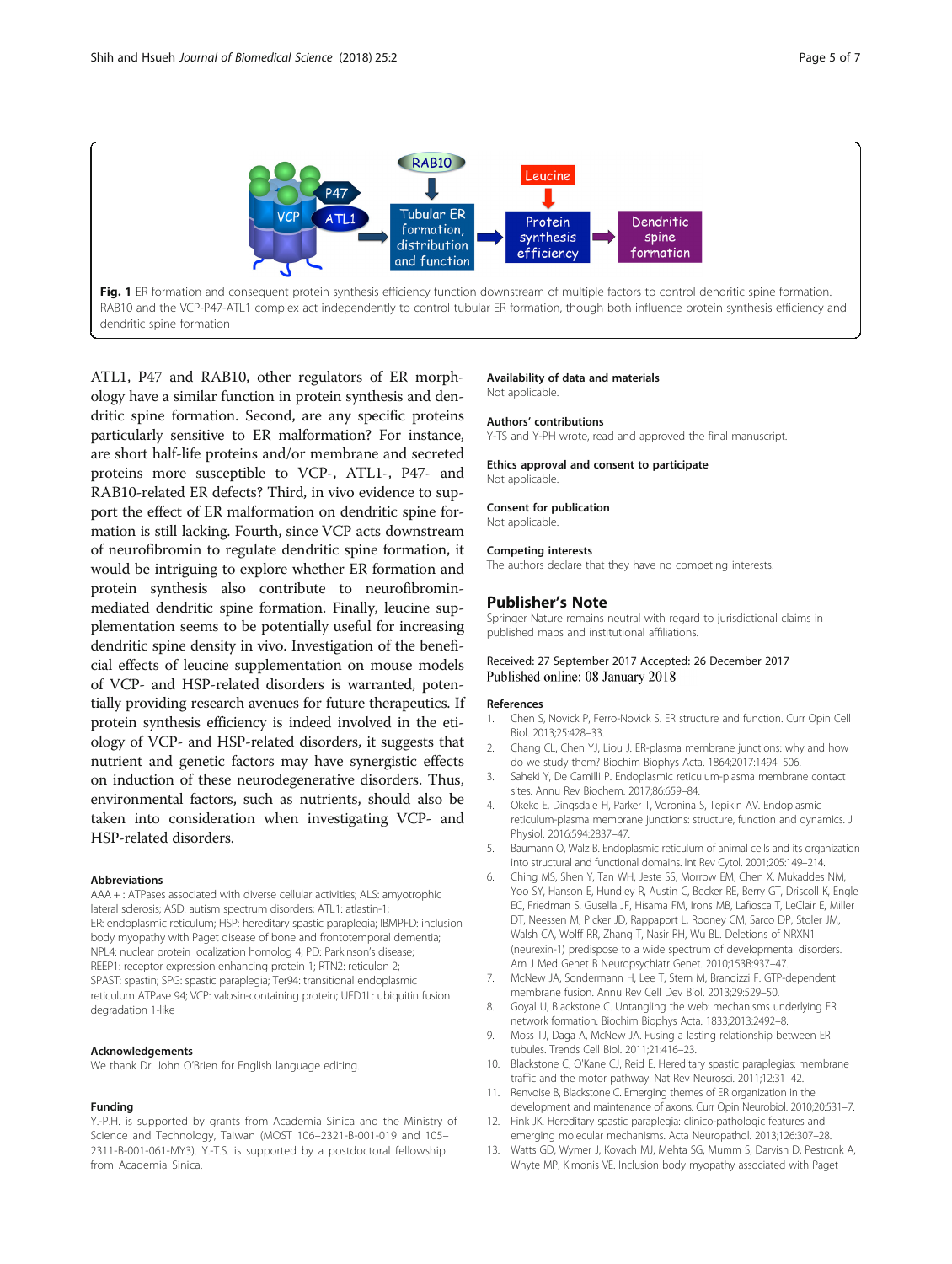Fig. 1 ER formation and consequent protein synthesis efficiency function downstream of multiple factors to control dendritic spine formation. RAB10 and the VCP-P47-ATL1 complex act independently to control tubular ER formation, though both influence protein synthesis efficiency and dendritic spine formation

ATL1, P47 and RAB10, other regulators of ER morphology have a similar function in protein synthesis and dendritic spine formation. Second, are any specific proteins particularly sensitive to ER malformation? For instance, are short half-life proteins and/or membrane and secreted proteins more susceptible to VCP-, ATL1-, P47- and RAB10-related ER defects? Third, in vivo evidence to support the effect of ER malformation on dendritic spine formation is still lacking. Fourth, since VCP acts downstream of neurofibromin to regulate dendritic spine formation, it would be intriguing to explore whether ER formation and protein synthesis also contribute to neurofibromin-mediated dendritic spine formation. Finally, leucine supplementation seems to be potentially useful for increasing dendritic spine density in vivo. Investigation of the beneficial effects of leucine supplementation on mouse models of VCP- and HSP-related disorders is warranted, potentially providing research avenues for future therapeutics. If protein synthesis efficiency is indeed involved in the etiology of VCP- and HSP-related disorders, it suggests that nutrient and genetic factors may have synergistic effects on induction of these neurodegenerative disorders. Thus, environmental factors, such as nutrients, should also be taken into consideration when investigating VCP- and HSP-related disorders.

### Abbreviations

AAA+: ATPases associated with diverse cellular activities; ALS: amyotrophic lateral sclerosis; ASD: autism spectrum disorders; ATL1: atlastin-1; ER: endoplasmic reticulum; HSP: hereditary spastic paraplegia; IBMPFD: inclusion body myopathy with Paget disease of bone and frontotemporal dementia; NPL4: nuclear protein localization homolog 4; PD: Parkinson's disease; REEP1: receptor expression enhancing protein 1; RTN2: reticulon 2; SPAST: spastin; SPG: spastic paraplegia; Ter94: transitional endoplasmic reticulum ATPase 94; VCP: valosin-containing protein; UFD1L: ubiquitin fusion degradation 1-like

### Acknowledgements

We thank Dr. John O'Brien for English language editing.

### Funding

Y.-P.H. is supported by grants from Academia Sinica and the Ministry of Science and Technology, Taiwan (MOST 106–2321-B-001-019 and 105–2311-B-001-061-MY3). Y.-T.S. is supported by a postdoctoral fellowship from Academia Sinica.

### Availability of data and materials

Not applicable.

### Authors' contributions

Y-TS and Y-PH wrote, read and approved the final manuscript.

### Ethics approval and consent to participate

Not applicable.

### Consent for publication

Not applicable.

### Competing interests

The authors declare that they have no competing interests.

## Publisher's Note

Springer Nature remains neutral with regard to jurisdictional claims in published maps and institutional affiliations.

Received: 27 September 2017 Accepted: 26 December 2017
Published online: 08 January 2018

### References

1. Chen S, Novick P, Ferro-Novick S. ER structure and function. Curr Opin Cell Biol. 2013;25:428–33.
2. Chang CL, Chen YJ, Liou J. ER-plasma membrane junctions: why and how do we study them? Biochim Biophys Acta. 1864;2017:1494–506.
3. Saheki Y, De Camilli P. Endoplasmic reticulum-plasma membrane contact sites. Annu Rev Biochem. 2017;86:659–84.
4. Okeke E, Dingsdale H, Parker T, Voronina S, Tepikin AV. Endoplasmic reticulum-plasma membrane junctions: structure, function and dynamics. J Physiol. 2016;594:2837–47.
5. Baumann O, Walz B. Endoplasmic reticulum of animal cells and its organization into structural and functional domains. Int Rev Cytol. 2001;205:149–214.
6. Ching MS, Shen Y, Tan WH, Jeste SS, Morrow EM, Chen X, Mukaddes NM, Yoo SY, Hanson E, Hundley R, Austin C, Becker RE, Berry GT, Driscoll K, Engle EC, Friedman S, Gusella JF, Hisama FM, Irons MB, Lafiosca T, LeClair E, Miller DT, Neessen M, Picker JD, Rappaport L, Rooney CM, Sarco DP, Stoler JM, Walsh CA, Wolff RR, Zhang T, Nasir RH, Wu BL. Deletions of NRXN1 (neurexin-1) predispose to a wide spectrum of developmental disorders. Am J Med Genet B Neuropsychiatr Genet. 2010;153B:937–47.
7. McNew JA, Sondermann H, Lee T, Stern M, Brandizzi F. GTP-dependent membrane fusion. Annu Rev Cell Dev Biol. 2013;29:529–50.
8. Goyal U, Blackstone C. Untangling the web: mechanisms underlying ER network formation. Biochim Biophys Acta. 1833;2013:2492–8.
9. Moss TJ, Daga A, McNew JA. Fusing a lasting relationship between ER tubules. Trends Cell Biol. 2011;21:416–23.
10. Blackstone C, O'Kane CJ, Reid E. Hereditary spastic paraplegias: membrane traffic and the motor pathway. Nat Rev Neurosci. 2011;12:31–42.
11. Renvoise B, Blackstone C. Emerging themes of ER organization in the development and maintenance of axons. Curr Opin Neurobiol. 2010;20:531–7.
12. Fink JK. Hereditary spastic paraplegia: clinico-pathologic features and emerging molecular mechanisms. Acta Neuropathol. 2013;126:307–28.
13. Watts GD, Wymer J, Kovach MJ, Mehta SG, Mumm S, Darvish D, Pestronk A, Whyte MP, Kimonis VE. Inclusion body myopathy associated with Paget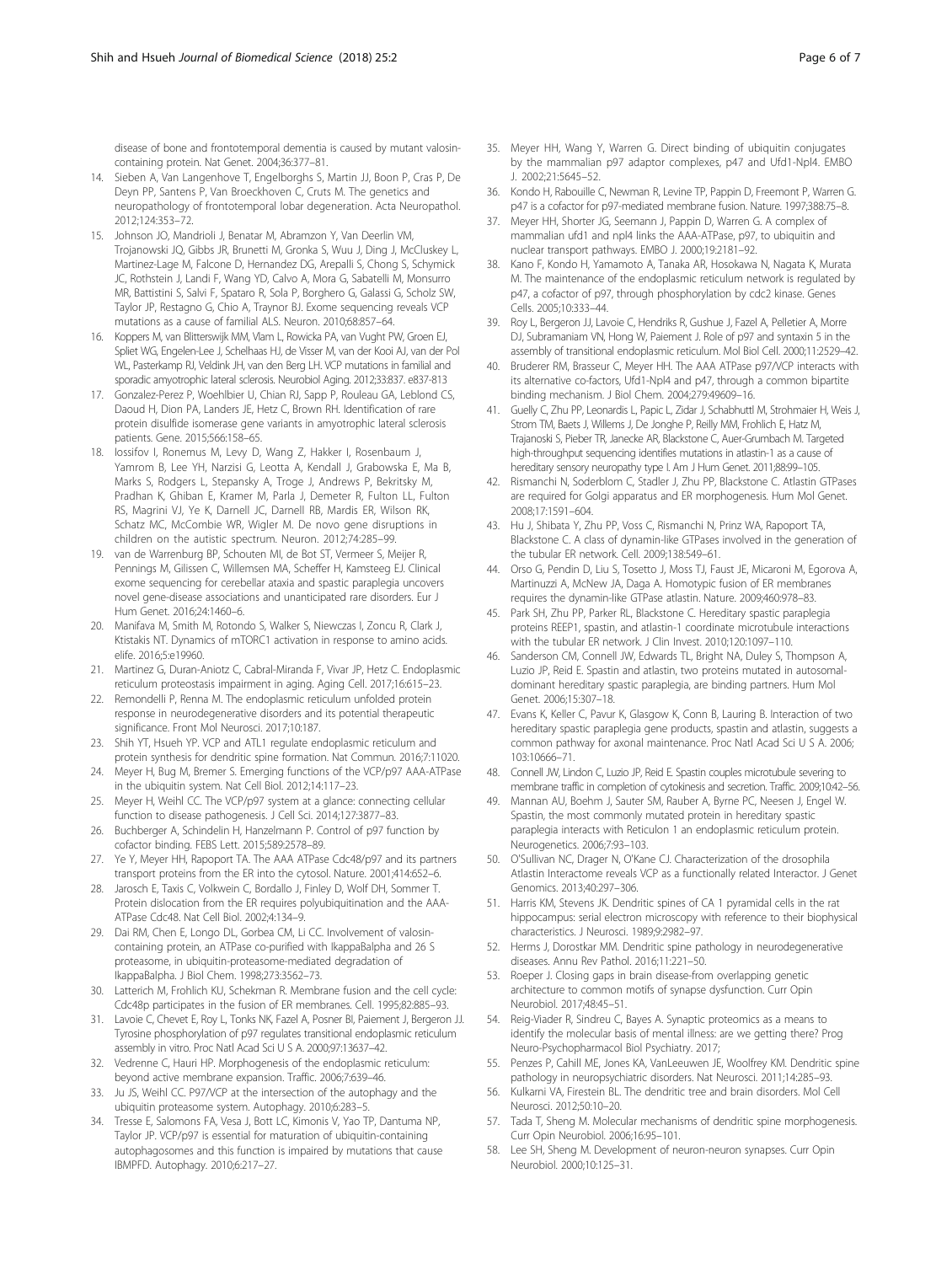disease of bone and frontotemporal dementia is caused by mutant valosin-containing protein. Nat Genet. 2004;36:377–81.

14. Sieben A, Van Langenhove T, Engelborghs S, Martin JJ, Boon P, Cras P, De Deyn PP, Santens P, Van Broeckhoven C, Cruts M. The genetics and neuropathology of frontotemporal lobar degeneration. Acta Neuropathol. 2012;124:353–72.
15. Johnson JO, Mandrioli J, Benatar M, Abramzon Y, Van Deerlin VM, Trojanowski JQ, Gibbs JR, Brunetti M, Gronka S, Wuu J, Ding J, McCluskey L, Martinez-Lage M, Falcone D, Hernandez DG, Arepalli S, Chong S, Schymick JC, Rothstein J, Landi F, Wang YD, Calvo A, Mora G, Sabatelli M, Monsurro MR, Battistini S, Salvi F, Spataro R, Sola P, Borghero G, Galassi G, Scholz SW, Taylor JP, Restagno G, Chio A, Traynor BJ. Exome sequencing reveals VCP mutations as a cause of familial ALS. Neuron. 2010;68:857–64.
16. Koppers M, van Blitterswijk MM, Vlam L, Rowicka PA, van Vught PW, Groen EJ, Spliet WG, Engelen-Lee J, Schelhaas HJ, de Visser M, van der Kooi AJ, van der Pol WL, Pasterkamp RJ, Veldink JH, van den Berg LH. VCP mutations in familial and sporadic amyotrophic lateral sclerosis. Neurobiol Aging. 2012;33:837. e837-813
17. Gonzalez-Perez P, Woehlbier U, Chian RJ, Sapp P, Rouleau GA, Leblond CS, Daoud H, Dion PA, Landers JE, Hetz C, Brown RH. Identification of rare protein disulfide isomerase gene variants in amyotrophic lateral sclerosis patients. Gene. 2015;566:158–65.
18. Iossifov I, Ronemus M, Levy D, Wang Z, Hakker I, Rosenbaum J, Yamrom B, Lee YH, Narzisi G, Leotta A, Kendall J, Grabowska E, Ma B, Marks S, Rodgers L, Stepansky A, Troge J, Andrews P, Bekritsky M, Pradhan K, Ghiban E, Kramer M, Parla J, Demeter R, Fulton LL, Fulton RS, Magrini VJ, Ye K, Darnell JC, Darnell RB, Mardis ER, Wilson RK, Schatz MC, McCombie WR, Wigler M. De novo gene disruptions in children on the autistic spectrum. Neuron. 2012;74:285–99.
19. van de Warrenburg BP, Schouten MI, de Bot ST, Vermeer S, Meijer R, Pennings M, Gilissen C, Willemsen MA, Scheffer H, Kamsteeg EJ. Clinical exome sequencing for cerebellar ataxia and spastic paraplegia uncovers novel gene-disease associations and unanticipated rare disorders. Eur J Hum Genet. 2016;24:1460–6.
20. Manifava M, Smith M, Rotondo S, Walker S, Niewczas I, Zoncu R, Clark J, Ktistakis NT. Dynamics of mTORC1 activation in response to amino acids. elife. 2016;5:e19960.
21. Martinez G, Duran-Aniotz C, Cabral-Miranda F, Vivar JP, Hetz C. Endoplasmic reticulum proteostasis impairment in aging. Aging Cell. 2017;16:615–23.
22. Remondelli P, Renna M. The endoplasmic reticulum unfolded protein response in neurodegenerative disorders and its potential therapeutic significance. Front Mol Neurosci. 2017;10:187.
23. Shih YT, Hsueh YP. VCP and ATL1 regulate endoplasmic reticulum and protein synthesis for dendritic spine formation. Nat Commun. 2016;7:11020.
24. Meyer H, Bug M, Bremer S. Emerging functions of the VCP/p97 AAA-ATPase in the ubiquitin system. Nat Cell Biol. 2012;14:117–23.
25. Meyer H, Weihl CC. The VCP/p97 system at a glance: connecting cellular function to disease pathogenesis. J Cell Sci. 2014;127:3877–83.
26. Buchberger A, Schindelin H, Hanzelmann P. Control of p97 function by cofactor binding. FEBS Lett. 2015;589:2578–89.
27. Ye Y, Meyer HH, Rapoport TA. The AAA ATPase Cdc48/p97 and its partners transport proteins from the ER into the cytosol. Nature. 2001;414:652–6.
28. Jarosch E, Taxis C, Volkwein C, Bordallo J, Finley D, Wolf DH, Sommer T. Protein dislocation from the ER requires polyubiquitination and the AAA-ATPase Cdc48. Nat Cell Biol. 2002;4:134–9.
29. Dai RM, Chen E, Longo DL, Gorbea CM, Li CC. Involvement of valosin-containing protein, an ATPase co-purified with IkappaBalpha and 26 S proteasome, in ubiquitin-proteasome-mediated degradation of IkappaBalpha. J Biol Chem. 1998;273:3562–73.
30. Latterich M, Frohlich KU, Schekman R. Membrane fusion and the cell cycle: Cdc48p participates in the fusion of ER membranes. Cell. 1995;82:885–93.
31. Lavoie C, Chevet E, Roy L, Tonks NK, Fazel A, Posner BI, Paiement J, Bergeron JJ. Tyrosine phosphorylation of p97 regulates transitional endoplasmic reticulum assembly in vitro. Proc Natl Acad Sci U S A. 2000;97:13637–42.
32. Vedrenne C, Hauri HP. Morphogenesis of the endoplasmic reticulum: beyond active membrane expansion. Traffic. 2006;7:639–46.
33. Ju JS, Weihl CC. P97/VCP at the intersection of the autophagy and the ubiquitin proteasome system. Autophagy. 2010;6:283–5.
34. Tresse E, Salomons FA, Vesa J, Bott LC, Kimonis V, Yao TP, Dantuma NP, Taylor JP. VCP/p97 is essential for maturation of ubiquitin-containing autophagosomes and this function is impaired by mutations that cause IBMPFD. Autophagy. 2010;6:217–27.
35. Meyer HH, Wang Y, Warren G. Direct binding of ubiquitin conjugates by the mammalian p97 adaptor complexes, p47 and Ufd1-Npl4. EMBO J. 2002;21:5645–52.
36. Kondo H, Rabouille C, Newman R, Levine TP, Pappin D, Freemont P, Warren G. p47 is a cofactor for p97-mediated membrane fusion. Nature. 1997;388:75–8.
37. Meyer HH, Shorter JG, Seemann J, Pappin D, Warren G. A complex of mammalian ufd1 and npl4 links the AAA-ATPase, p97, to ubiquitin and nuclear transport pathways. EMBO J. 2000;19:2181–92.
38. Kano F, Kondo H, Yamamoto A, Tanaka AR, Hosokawa N, Nagata K, Murata M. The maintenance of the endoplasmic reticulum network is regulated by p47, a cofactor of p97, through phosphorylation by cdc2 kinase. Genes Cells. 2005;10:333–44.
39. Roy L, Bergeron JJ, Lavoie C, Hendriks R, Gushue J, Fazel A, Pelletier A, Morre DJ, Subramaniam VN, Hong W, Paiement J. Role of p97 and syntaxin 5 in the assembly of transitional endoplasmic reticulum. Mol Biol Cell. 2000;11:2529–42.
40. Bruderer RM, Brasseur C, Meyer HH. The AAA ATPase p97/VCP interacts with its alternative co-factors, Ufd1-Npl4 and p47, through a common bipartite binding mechanism. J Biol Chem. 2004;279:49609–16.
41. Guelly C, Zhu PP, Leonardis L, Papic L, Zidar J, Schabhuttl M, Strohmaier H, Weis J, Strom TM, Baets J, Willems J, De Jonghe P, Reilly MM, Frohlich E, Hatz M, Trajanoski S, Pieber TR, Janecke AR, Blackstone C, Auer-Grumbach M. Targeted high-throughput sequencing identifies mutations in atlastin-1 as a cause of hereditary sensory neuropathy type I. Am J Hum Genet. 2011;88:99–105.
42. Rismanchi N, Soderblom C, Stadler J, Zhu PP, Blackstone C. Atlastin GTPases are required for Golgi apparatus and ER morphogenesis. Hum Mol Genet. 2008;17:1591–604.
43. Hu J, Shibata Y, Zhu PP, Voss C, Rismanchi N, Prinz WA, Rapoport TA, Blackstone C. A class of dynamin-like GTPases involved in the generation of the tubular ER network. Cell. 2009;138:549–61.
44. Orso G, Pendin D, Liu S, Tosetto J, Moss TJ, Faust JE, Micaroni M, Egorova A, Martinuzzi A, McNew JA, Daga A. Homotypic fusion of ER membranes requires the dynamin-like GTPase atlastin. Nature. 2009;460:978–83.
45. Park SH, Zhu PP, Parker RL, Blackstone C. Hereditary spastic paraplegia proteins REEP1, spastin, and atlastin-1 coordinate microtubule interactions with the tubular ER network. J Clin Invest. 2010;120:1097–110.
46. Sanderson CM, Connell JW, Edwards TL, Bright NA, Duley S, Thompson A, Luzio JP, Reid E. Spastin and atlastin, two proteins mutated in autosomal-dominant hereditary spastic paraplegia, are binding partners. Hum Mol Genet. 2006;15:307–18.
47. Evans K, Keller C, Pavur K, Glasgow K, Conn B, Lauring B. Interaction of two hereditary spastic paraplegia gene products, spastin and atlastin, suggests a common pathway for axonal maintenance. Proc Natl Acad Sci U S A. 2006;103:10666–71.
48. Connell JW, Lindon C, Luzio JP, Reid E. Spastin couples microtubule severing to membrane traffic in completion of cytokinesis and secretion. Traffic. 2009;10:42–56.
49. Mannan AU, Boehm J, Sauter SM, Rauber A, Byrne PC, Neesen J, Engel W. Spastin, the most commonly mutated protein in hereditary spastic paraplegia interacts with Reticulon 1 an endoplasmic reticulum protein. Neurogenetics. 2006;7:93–103.
50. O'Sullivan NC, Drager N, O'Kane CJ. Characterization of the drosophila Atlastin Interactome reveals VCP as a functionally related Interactor. J Genet Genomics. 2013;40:297–306.
51. Harris KM, Stevens JK. Dendritic spines of CA 1 pyramidal cells in the rat hippocampus: serial electron microscopy with reference to their biophysical characteristics. J Neurosci. 1989;9:2982–97.
52. Herms J, Dorostkar MM. Dendritic spine pathology in neurodegenerative diseases. Annu Rev Pathol. 2016;11:221–50.
53. Roeper J. Closing gaps in brain disease-from overlapping genetic architecture to common motifs of synapse dysfunction. Curr Opin Neurobiol. 2017;48:45–51.
54. Reig-Viader R, Sindreu C, Bayes A. Synaptic proteomics as a means to identify the molecular basis of mental illness: are we getting there? Prog Neuro-Psychopharmacol Biol Psychiatry. 2017;
55. Penzes P, Cahill ME, Jones KA, VanLeeuwen JE, Woolfrey KM. Dendritic spine pathology in neuropsychiatric disorders. Nat Neurosci. 2011;14:285–93.
56. Kulkarni VA, Firestein BL. The dendritic tree and brain disorders. Mol Cell Neurosci. 2012;50:10–20.
57. Tada T, Sheng M. Molecular mechanisms of dendritic spine morphogenesis. Curr Opin Neurobiol. 2006;16:95–101.
58. Lee SH, Sheng M. Development of neuron-neuron synapses. Curr Opin Neurobiol. 2000;10:125–31.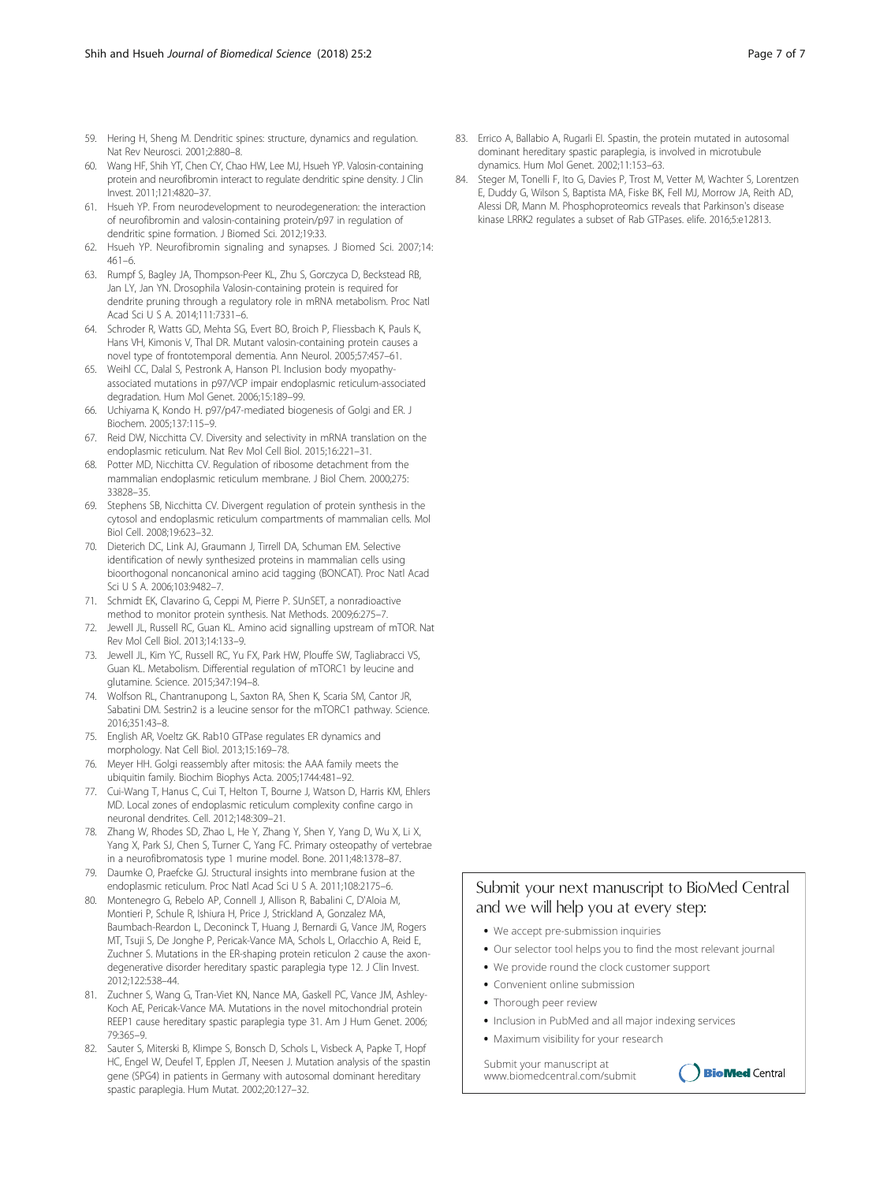59. Hering H, Sheng M. Dendritic spines: structure, dynamics and regulation. Nat Rev Neurosci. 2001;2:880–8.
60. Wang HF, Shih YT, Chen CY, Chao HW, Lee MJ, Hsueh YP. Valosin-containing protein and neurofibromin interact to regulate dendritic spine density. J Clin Invest. 2011;121:4820–37.
61. Hsueh YP. From neurodevelopment to neurodegeneration: the interaction of neurofibromin and valosin-containing protein/p97 in regulation of dendritic spine formation. J Biomed Sci. 2012;19:33.
62. Hsueh YP. Neurofibromin signaling and synapses. J Biomed Sci. 2007;14: 461–6.
63. Rumpf S, Bagley JA, Thompson-Peer KL, Zhu S, Gorczyca D, Beckstead RB, Jan LY, Jan YN. Drosophila Valosin-containing protein is required for dendrite pruning through a regulatory role in mRNA metabolism. Proc Natl Acad Sci U S A. 2014;111:7331–6.
64. Schroder R, Watts GD, Mehta SG, Evert BO, Broich P, Fliessbach K, Pauls K, Hans VH, Kimonis V, Thal DR. Mutant valosin-containing protein causes a novel type of frontotemporal dementia. Ann Neurol. 2005;57:457–61.
65. Weihl CC, Dalal S, Pestronk A, Hanson PI. Inclusion body myopathy-associated mutations in p97/VCP impair endoplasmic reticulum-associated degradation. Hum Mol Genet. 2006;15:189–99.
66. Uchiyama K, Kondo H. p97/p47-mediated biogenesis of Golgi and ER. J Biochem. 2005;137:115–9.
67. Reid DW, Nicchitta CV. Diversity and selectivity in mRNA translation on the endoplasmic reticulum. Nat Rev Mol Cell Biol. 2015;16:221–31.
68. Potter MD, Nicchitta CV. Regulation of ribosome detachment from the mammalian endoplasmic reticulum membrane. J Biol Chem. 2000;275: 33828–35.
69. Stephens SB, Nicchitta CV. Divergent regulation of protein synthesis in the cytosol and endoplasmic reticulum compartments of mammalian cells. Mol Biol Cell. 2008;19:623–32.
70. Dieterich DC, Link AJ, Graumann J, Tirrell DA, Schuman EM. Selective identification of newly synthesized proteins in mammalian cells using bioorthogonal noncanonical amino acid tagging (BONCAT). Proc Natl Acad Sci U S A. 2006;103:9482–7.
71. Schmidt EK, Clavarino G, Ceppi M, Pierre P. SUnSET, a nonradioactive method to monitor protein synthesis. Nat Methods. 2009;6:275–7.
72. Jewell JL, Russell RC, Guan KL. Amino acid signalling upstream of mTOR. Nat Rev Mol Cell Biol. 2013;14:133–9.
73. Jewell JL, Kim YC, Russell RC, Yu FX, Park HW, Plouffe SW, Tagliabracci VS, Guan KL. Metabolism. Differential regulation of mTORC1 by leucine and glutamine. Science. 2015;347:194–8.
74. Wolfson RL, Chantranupong L, Saxton RA, Shen K, Scaria SM, Cantor JR, Sabatini DM. Sestrin2 is a leucine sensor for the mTORC1 pathway. Science. 2016;351:43–8.
75. English AR, Voeltz GK. Rab10 GTPase regulates ER dynamics and morphology. Nat Cell Biol. 2013;15:169–78.
76. Meyer HH. Golgi reassembly after mitosis: the AAA family meets the ubiquitin family. Biochim Biophys Acta. 2005;1744:481–92.
77. Cui-Wang T, Hanus C, Cui T, Helton T, Bourne J, Watson D, Harris KM, Ehlers MD. Local zones of endoplasmic reticulum complexity confine cargo in neuronal dendrites. Cell. 2012;148:309–21.
78. Zhang W, Rhodes SD, Zhao L, He Y, Zhang Y, Shen Y, Yang D, Wu X, Li X, Yang X, Park SJ, Chen S, Turner C, Yang FC. Primary osteopathy of vertebrae in a neurofibromatosis type 1 murine model. Bone. 2011;48:1378–87.
79. Daumke O, Praefcke GJ. Structural insights into membrane fusion at the endoplasmic reticulum. Proc Natl Acad Sci U S A. 2011;108:2175–6.
80. Montenegro G, Rebelo AP, Connell J, Allison R, Babalini C, D'Aloia M, Montieri P, Schule R, Ishiura H, Price J, Strickland A, Gonzalez MA, Baumbach-Reardon L, Deconinck T, Huang J, Bernardi G, Vance JM, Rogers MT, Tsuji S, De Jonghe P, Pericak-Vance MA, Schols L, Orlacchio A, Reid E, Zuchner S. Mutations in the ER-shaping protein reticulon 2 cause the axon-degenerative disorder hereditary spastic paraplegia type 12. J Clin Invest. 2012;122:538–44.
81. Zuchner S, Wang G, Tran-Viet KN, Nance MA, Gaskell PC, Vance JM, Ashley-Koch AE, Pericak-Vance MA. Mutations in the novel mitochondrial protein REEP1 cause hereditary spastic paraplegia type 31. Am J Hum Genet. 2006; 79:365–9.
82. Sauter S, Miterski B, Klimpe S, Bonsch D, Schols L, Visbeck A, Papke T, Hopf HC, Engel W, Deufel T, Epplen JT, Neesen J. Mutation analysis of the spastin gene (SPG4) in patients in Germany with autosomal dominant hereditary spastic paraplegia. Hum Mutat. 2002;20:127–32.
83. Errico A, Ballabio A, Rugarli EI. Spastin, the protein mutated in autosomal dominant hereditary spastic paraplegia, is involved in microtubule dynamics. Hum Mol Genet. 2002;11:153–63.
84. Steger M, Tonelli F, Ito G, Davies P, Trost M, Vetter M, Wachter S, Lorentzen E, Duddy G, Wilson S, Baptista MA, Fiske BK, Fell MJ, Morrow JA, Reith AD, Alessi DR, Mann M. Phosphoproteomics reveals that Parkinson's disease kinase LRRK2 regulates a subset of Rab GTPases. elife. 2016;5:e12813.